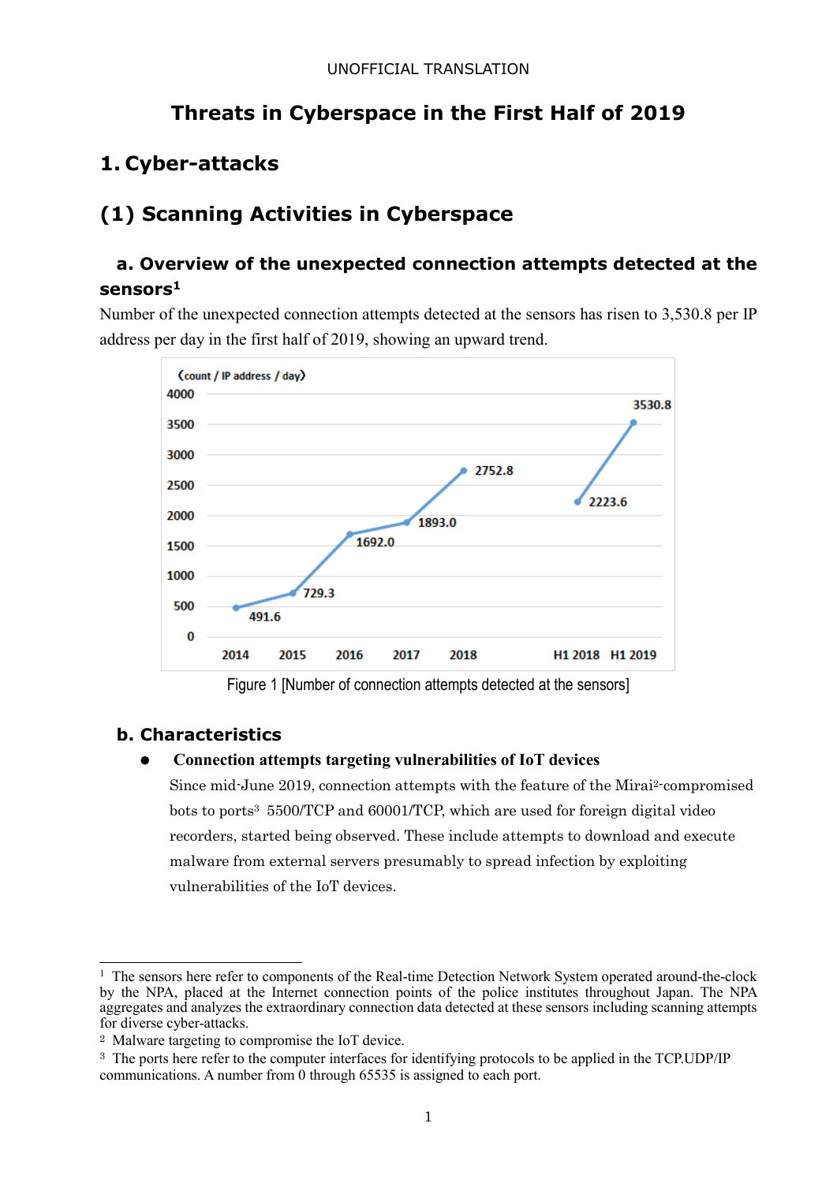UNOFFICIAL TRANSLATION

# Threats in Cyberspace in the First Half of 2019

## 1. Cyber-attacks

## (1) Scanning Activities in Cyberspace

### a. Overview of the unexpected connection attempts detected at the sensors[1]

Number of the unexpected connection attempts detected at the sensors has risen to 3,530.8 per IP address per day in the first half of 2019, showing an upward trend.

Figure 1 [Number of connection attempts detected at the sensors]

### b. Characteristics

- **Connection attempts targeting vulnerabilities of IoT devices**

  Since mid-June 2019, connection attempts with the feature of the Mirai[2]-compromised bots to ports[3] 5500/TCP and 60001/TCP, which are used for foreign digital video recorders, started being observed. These include attempts to download and execute malware from external servers presumably to spread infection by exploiting vulnerabilities of the IoT devices.

---

[1] The sensors here refer to components of the Real-time Detection Network System operated around-the-clock by the NPA, placed at the Internet connection points of the police institutes throughout Japan. The NPA aggregates and analyzes the extraordinary connection data detected at these sensors including scanning attempts for diverse cyber-attacks.

[2] Malware targeting to compromise the IoT device.

[3] The ports here refer to the computer interfaces for identifying protocols to be applied in the TCP.UDP/IP communications. A number from 0 through 65535 is assigned to each port.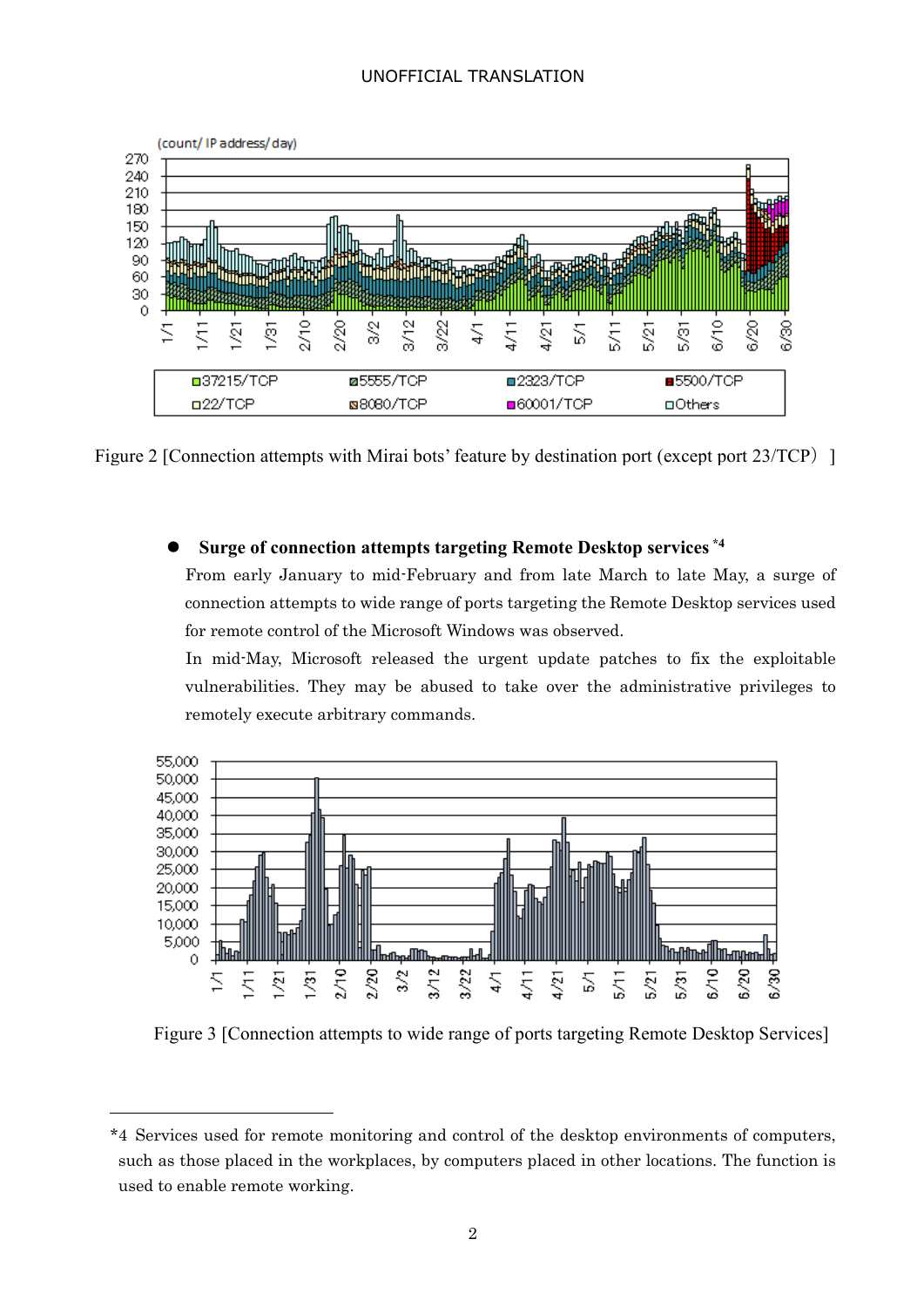Figure 2 [Connection attempts with Mirai bots' feature by destination port (except port 23/TCP) ]

- **Surge of connection attempts targeting Remote Desktop services** [*4]

  From early January to mid-February and from late March to late May, a surge of connection attempts to wide range of ports targeting the Remote Desktop services used for remote control of the Microsoft Windows was observed.

  In mid-May, Microsoft released the urgent update patches to fix the exploitable vulnerabilities. They may be abused to take over the administrative privileges to remotely execute arbitrary commands.

Figure 3 [Connection attempts to wide range of ports targeting Remote Desktop Services]

---

*4 Services used for remote monitoring and control of the desktop environments of computers, such as those placed in the workplaces, by computers placed in other locations. The function is used to enable remote working.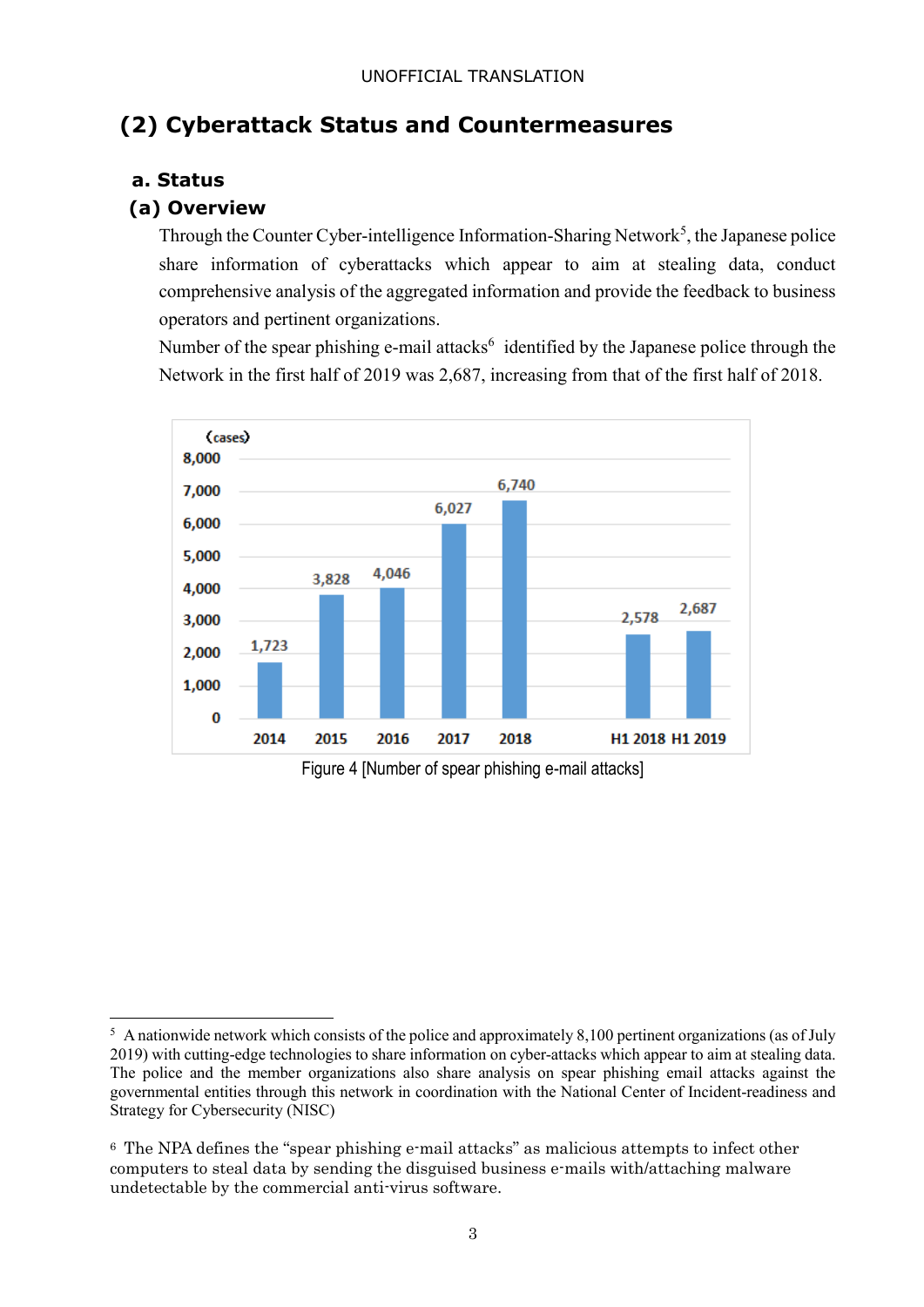## (2) Cyberattack Status and Countermeasures

### a. Status

#### (a) Overview

Through the Counter Cyber-intelligence Information-Sharing Network[5], the Japanese police share information of cyberattacks which appear to aim at stealing data, conduct comprehensive analysis of the aggregated information and provide the feedback to business operators and pertinent organizations.

Number of the spear phishing e-mail attacks[6] identified by the Japanese police through the Network in the first half of 2019 was 2,687, increasing from that of the first half of 2018.

| (cases) | 2014 | 2015 | 2016 | 2017 | 2018 | H1 2018 | H1 2019 |
|---|---|---|---|---|---|---|---|
| | 1,723 | 3,828 | 4,046 | 6,027 | 6,740 | 2,578 | 2,687 |

Figure 4 [Number of spear phishing e-mail attacks]

---

[5] A nationwide network which consists of the police and approximately 8,100 pertinent organizations (as of July 2019) with cutting-edge technologies to share information on cyber-attacks which appear to aim at stealing data. The police and the member organizations also share analysis on spear phishing email attacks against the governmental entities through this network in coordination with the National Center of Incident-readiness and Strategy for Cybersecurity (NISC)

[6] The NPA defines the "spear phishing e-mail attacks" as malicious attempts to infect other computers to steal data by sending the disguised business e-mails with/attaching malware undetectable by the commercial anti-virus software.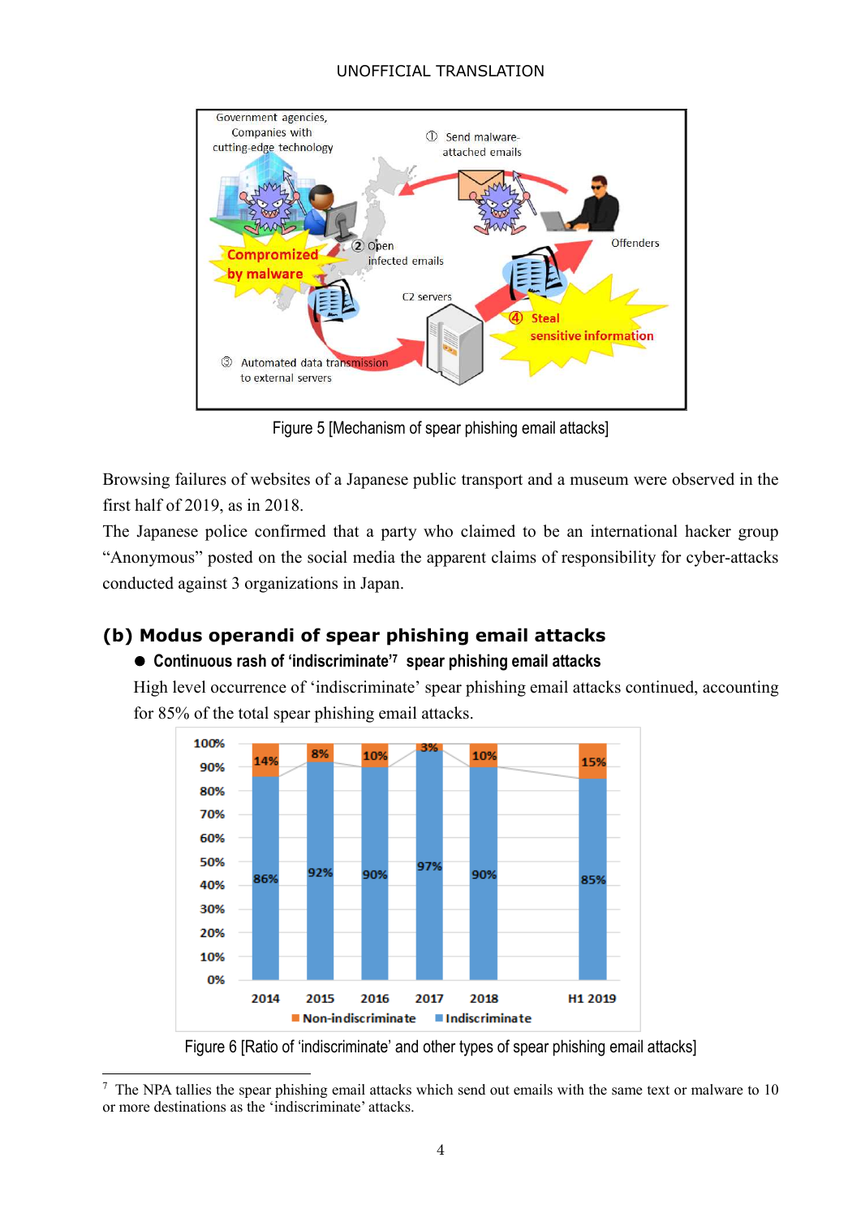Figure 5 [Mechanism of spear phishing email attacks]

Browsing failures of websites of a Japanese public transport and a museum were observed in the first half of 2019, as in 2018.

The Japanese police confirmed that a party who claimed to be an international hacker group "Anonymous" posted on the social media the apparent claims of responsibility for cyber-attacks conducted against 3 organizations in Japan.

## (b) Modus operandi of spear phishing email attacks

- **Continuous rash of 'indiscriminate'[7] spear phishing email attacks**

High level occurrence of 'indiscriminate' spear phishing email attacks continued, accounting for 85% of the total spear phishing email attacks.

| | 2014 | 2015 | 2016 | 2017 | 2018 | H1 2019 |
|---|---|---|---|---|---|---|
| Non-indiscriminate | 14% | 8% | 10% | 3% | 10% | 15% |
| Indiscriminate | 86% | 92% | 90% | 97% | 90% | 85% |

Figure 6 [Ratio of 'indiscriminate' and other types of spear phishing email attacks]

[7] The NPA tallies the spear phishing email attacks which send out emails with the same text or malware to 10 or more destinations as the 'indiscriminate' attacks.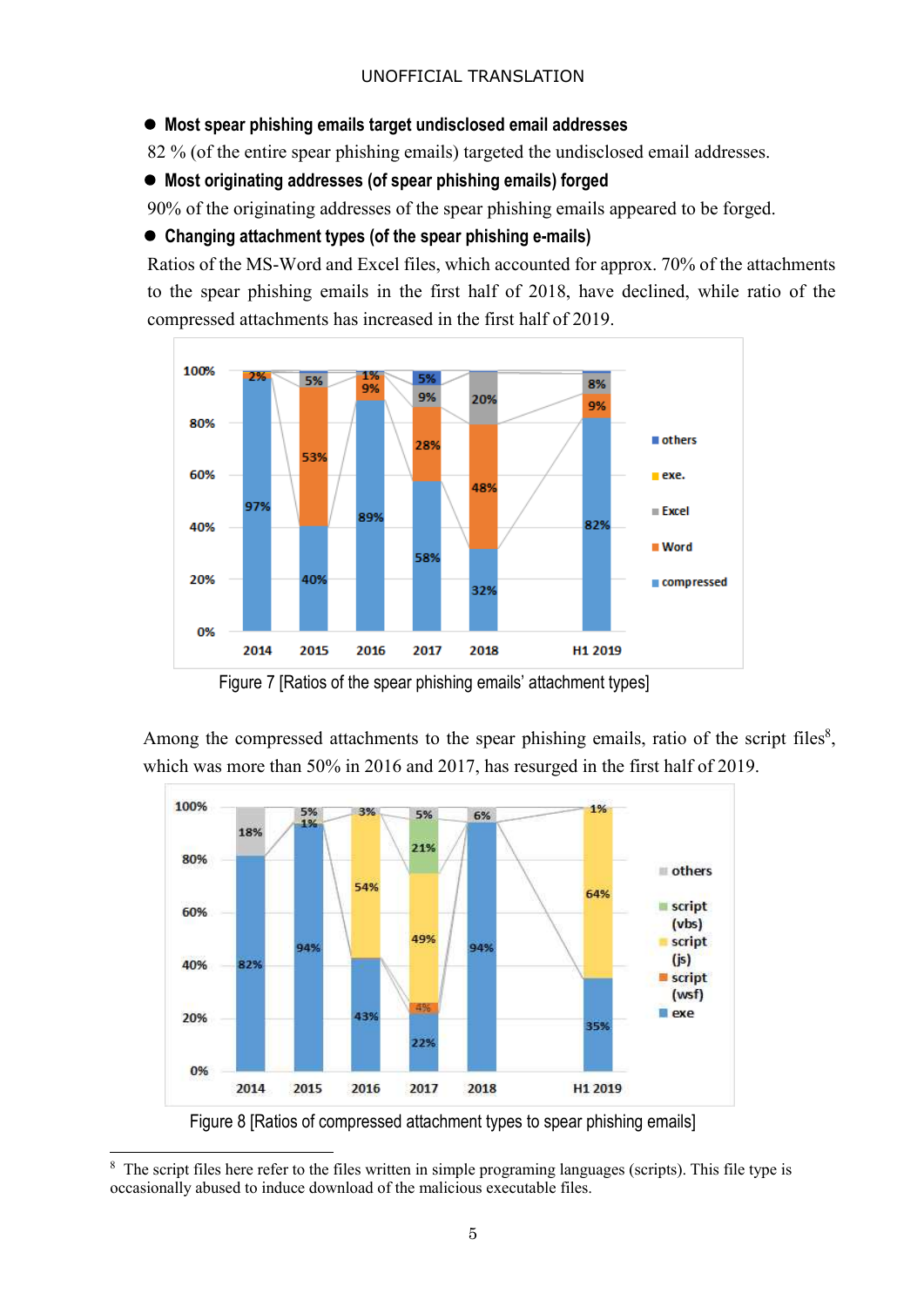- **Most spear phishing emails target undisclosed email addresses**

82 % (of the entire spear phishing emails) targeted the undisclosed email addresses.

- **Most originating addresses (of spear phishing emails) forged**

90% of the originating addresses of the spear phishing emails appeared to be forged.

- **Changing attachment types (of the spear phishing e-mails)**

Ratios of the MS-Word and Excel files, which accounted for approx. 70% of the attachments to the spear phishing emails in the first half of 2018, have declined, while ratio of the compressed attachments has increased in the first half of 2019.

| | 2014 | 2015 | 2016 | 2017 | 2018 | H1 2019 |
|---|---|---|---|---|---|---|
| others | | | | 5% | | |
| exe. | | | 1% | | | |
| Excel | | 5% | | 9% | 20% | 8% |
| Word | 2% | 53% | 9% | 28% | 48% | 9% |
| compressed | 97% | 40% | 89% | 58% | 32% | 82% |

Figure 7 [Ratios of the spear phishing emails' attachment types]

Among the compressed attachments to the spear phishing emails, ratio of the script files[8], which was more than 50% in 2016 and 2017, has resurged in the first half of 2019.

| | 2014 | 2015 | 2016 | 2017 | 2018 | H1 2019 |
|---|---|---|---|---|---|---|
| others | 18% | 5% | 3% | 5% | 6% | 1% |
| script (vbs) | | 1% | | 21% | | |
| script (js) | | | 54% | 49% | | 64% |
| script (wsf) | | | | 4% | | |
| exe | 82% | 94% | 43% | 22% | 94% | 35% |

Figure 8 [Ratios of compressed attachment types to spear phishing emails]

[8] The script files here refer to the files written in simple programing languages (scripts). This file type is occasionally abused to induce download of the malicious executable files.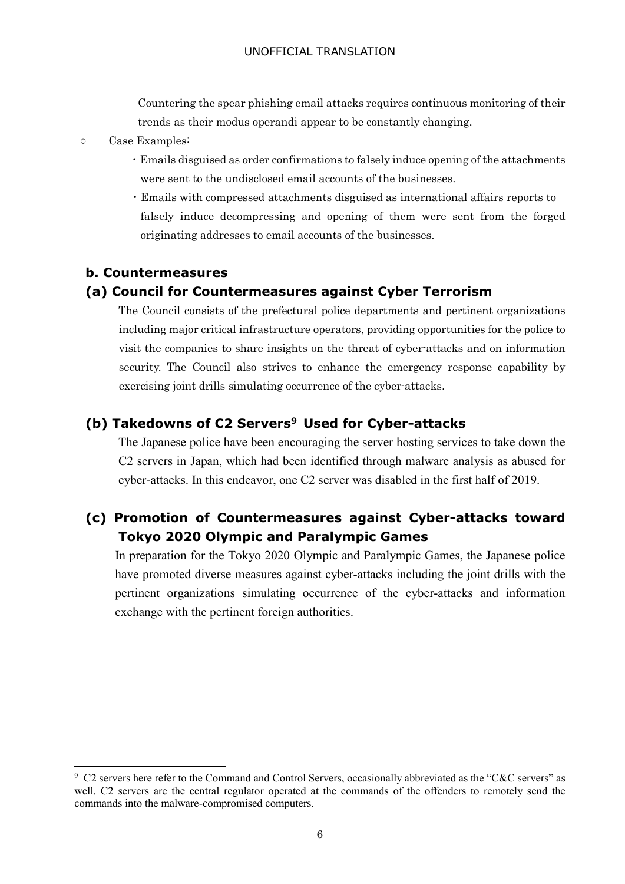Countering the spear phishing email attacks requires continuous monitoring of their trends as their modus operandi appear to be constantly changing.

○ Case Examples:

- Emails disguised as order confirmations to falsely induce opening of the attachments were sent to the undisclosed email accounts of the businesses.
- Emails with compressed attachments disguised as international affairs reports to falsely induce decompressing and opening of them were sent from the forged originating addresses to email accounts of the businesses.

### b. Countermeasures

#### (a) Council for Countermeasures against Cyber Terrorism

The Council consists of the prefectural police departments and pertinent organizations including major critical infrastructure operators, providing opportunities for the police to visit the companies to share insights on the threat of cyber-attacks and on information security. The Council also strives to enhance the emergency response capability by exercising joint drills simulating occurrence of the cyber-attacks.

#### (b) Takedowns of C2 Servers[9] Used for Cyber-attacks

The Japanese police have been encouraging the server hosting services to take down the C2 servers in Japan, which had been identified through malware analysis as abused for cyber-attacks. In this endeavor, one C2 server was disabled in the first half of 2019.

#### (c) Promotion of Countermeasures against Cyber-attacks toward Tokyo 2020 Olympic and Paralympic Games

In preparation for the Tokyo 2020 Olympic and Paralympic Games, the Japanese police have promoted diverse measures against cyber-attacks including the joint drills with the pertinent organizations simulating occurrence of the cyber-attacks and information exchange with the pertinent foreign authorities.

---

[9] C2 servers here refer to the Command and Control Servers, occasionally abbreviated as the "C&C servers" as well. C2 servers are the central regulator operated at the commands of the offenders to remotely send the commands into the malware-compromised computers.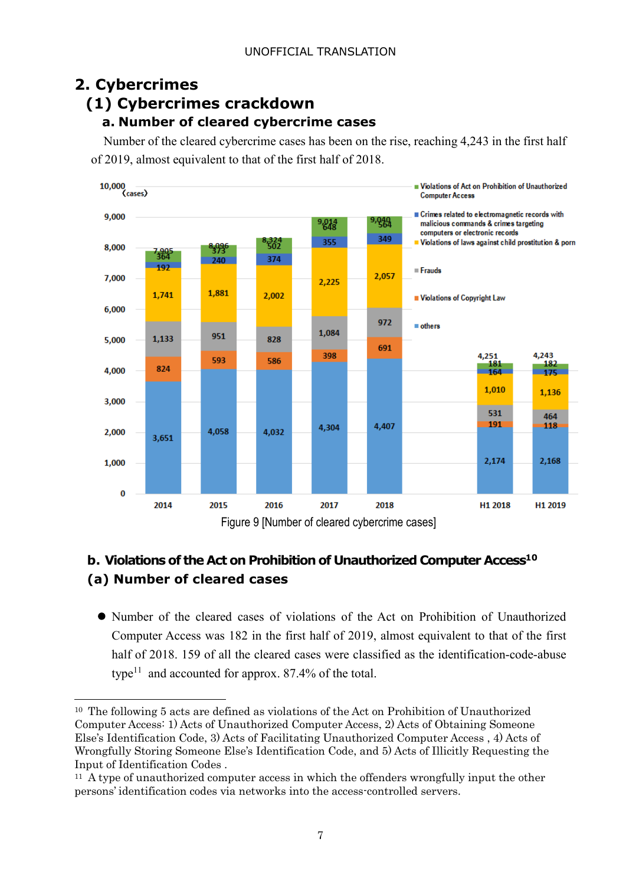UNOFFICIAL TRANSLATION

# 2. Cybercrimes

## (1) Cybercrimes crackdown

### a. Number of cleared cybercrime cases

Number of the cleared cybercrime cases has been on the rise, reaching 4,243 in the first half of 2019, almost equivalent to that of the first half of 2018.

| (cases) | 2014 | 2015 | 2016 | 2017 | 2018 | H1 2018 | H1 2019 |
|---|---|---|---|---|---|---|---|
| Violations of Act on Prohibition of Unauthorized Computer Access | 364 | 373 | 502 | 648 | 564 | 181 | 182 |
| Crimes related to electromagnetic records with malicious commands & crimes targeting computers or electronic records | 192 | 240 | 374 | 355 | 349 | 164 | 175 |
| Violations of laws against child prostitution & porn | 1,741 | 1,881 | 2,002 | 2,225 | 2,057 | 1,010 | 1,136 |
| Frauds | 1,133 | 951 | 828 | 1,084 | 972 | 531 | 464 |
| Violations of Copyright Law | 824 | 593 | 586 | 398 | 691 | 191 | 118 |
| others | 3,651 | 4,058 | 4,032 | 4,304 | 4,407 | 2,174 | 2,168 |
| Total | 7,905 | 8,096 | 8,324 | 9,014 | 9,040 | 4,251 | 4,243 |

Figure 9 [Number of cleared cybercrime cases]

### b. Violations of the Act on Prohibition of Unauthorized Computer Access[10]

### (a) Number of cleared cases

- Number of the cleared cases of violations of the Act on Prohibition of Unauthorized Computer Access was 182 in the first half of 2019, almost equivalent to that of the first half of 2018. 159 of all the cleared cases were classified as the identification-code-abuse type[11] and accounted for approx. 87.4% of the total.

---

[10] The following 5 acts are defined as violations of the Act on Prohibition of Unauthorized Computer Access: 1) Acts of Unauthorized Computer Access, 2) Acts of Obtaining Someone Else's Identification Code, 3) Acts of Facilitating Unauthorized Computer Access , 4) Acts of Wrongfully Storing Someone Else's Identification Code, and 5) Acts of Illicitly Requesting the Input of Identification Codes .

[11] A type of unauthorized computer access in which the offenders wrongfully input the other persons' identification codes via networks into the access-controlled servers.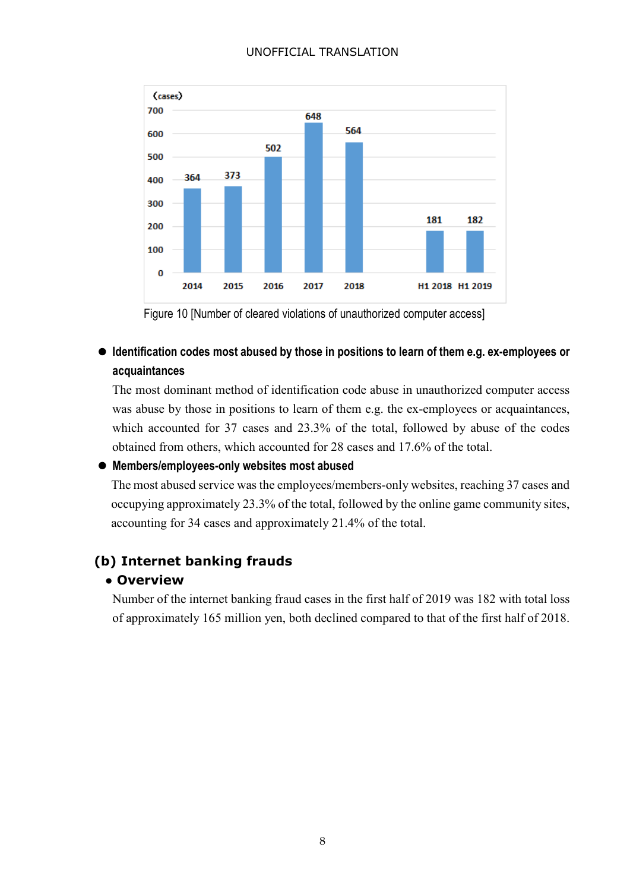Figure 10 [Number of cleared violations of unauthorized computer access]

- **Identification codes most abused by those in positions to learn of them e.g. ex-employees or acquaintances**

  The most dominant method of identification code abuse in unauthorized computer access was abuse by those in positions to learn of them e.g. the ex-employees or acquaintances, which accounted for 37 cases and 23.3% of the total, followed by abuse of the codes obtained from others, which accounted for 28 cases and 17.6% of the total.

- **Members/employees-only websites most abused**

  The most abused service was the employees/members-only websites, reaching 37 cases and occupying approximately 23.3% of the total, followed by the online game community sites, accounting for 34 cases and approximately 21.4% of the total.

## (b) Internet banking frauds

### • Overview

Number of the internet banking fraud cases in the first half of 2019 was 182 with total loss of approximately 165 million yen, both declined compared to that of the first half of 2018.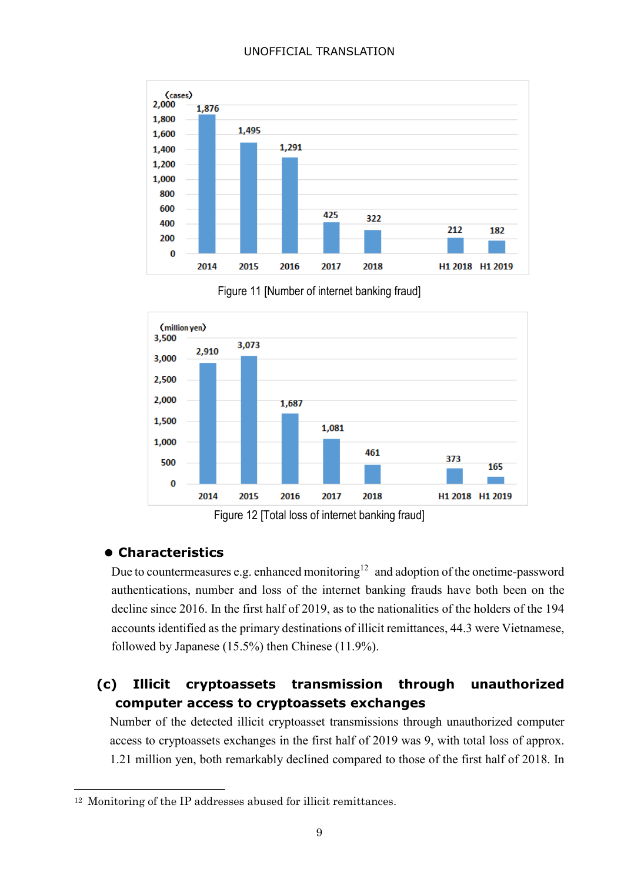| (cases) | 2014 | 2015 | 2016 | 2017 | 2018 | H1 2018 | H1 2019 |
|---|---|---|---|---|---|---|---|
| Number | 1,876 | 1,495 | 1,291 | 425 | 322 | 212 | 182 |

Figure 11 [Number of internet banking fraud]

| (million yen) | 2014 | 2015 | 2016 | 2017 | 2018 | H1 2018 | H1 2019 |
|---|---|---|---|---|---|---|---|
| Total loss | 2,910 | 3,073 | 1,687 | 1,081 | 461 | 373 | 165 |

Figure 12 [Total loss of internet banking fraud]

- **Characteristics**

Due to countermeasures e.g. enhanced monitoring[12] and adoption of the onetime-password authentications, number and loss of the internet banking frauds have both been on the decline since 2016. In the first half of 2019, as to the nationalities of the holders of the 194 accounts identified as the primary destinations of illicit remittances, 44.3 were Vietnamese, followed by Japanese (15.5%) then Chinese (11.9%).

### (c) Illicit cryptoassets transmission through unauthorized computer access to cryptoassets exchanges

Number of the detected illicit cryptoasset transmissions through unauthorized computer access to cryptoassets exchanges in the first half of 2019 was 9, with total loss of approx. 1.21 million yen, both remarkably declined compared to those of the first half of 2018. In

[12] Monitoring of the IP addresses abused for illicit remittances.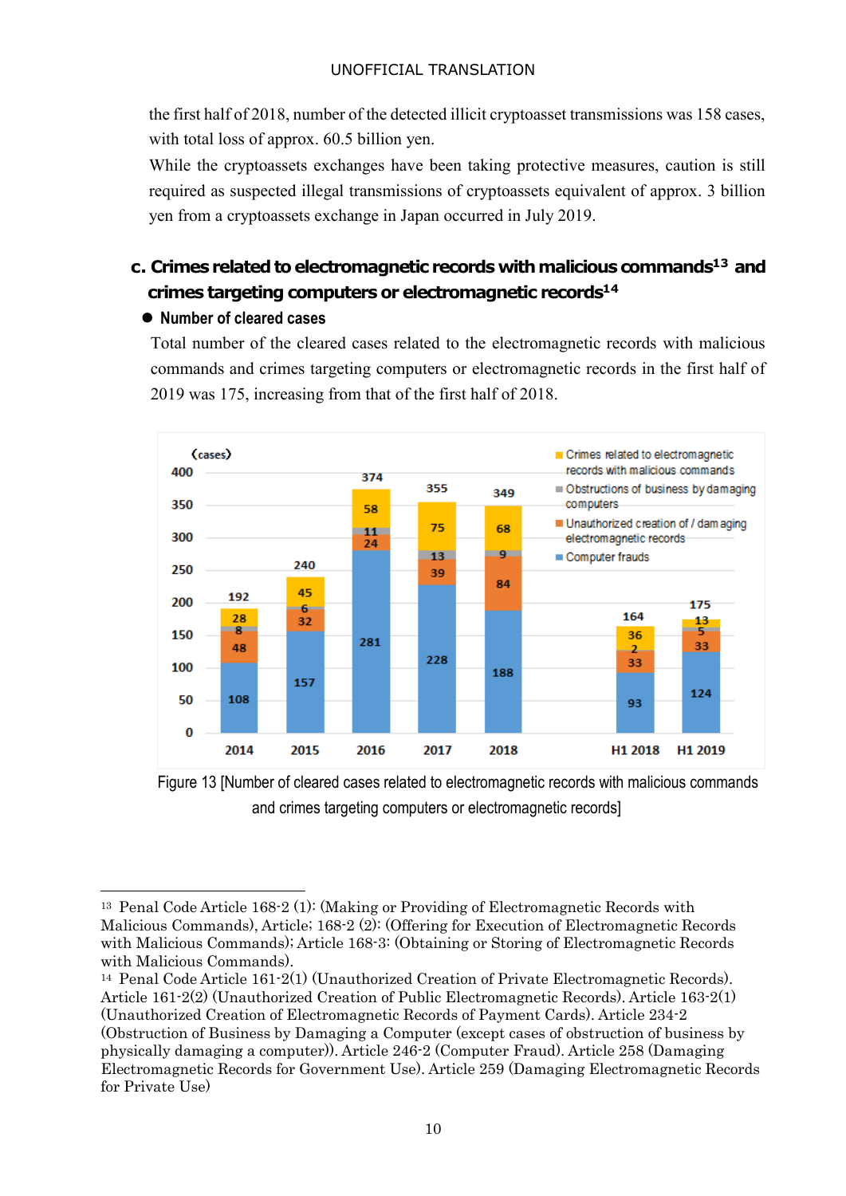the first half of 2018, number of the detected illicit cryptoasset transmissions was 158 cases, with total loss of approx. 60.5 billion yen.

While the cryptoassets exchanges have been taking protective measures, caution is still required as suspected illegal transmissions of cryptoassets equivalent of approx. 3 billion yen from a cryptoassets exchange in Japan occurred in July 2019.

### c. Crimes related to electromagnetic records with malicious commands[13] and crimes targeting computers or electromagnetic records[14]

- **Number of cleared cases**

Total number of the cleared cases related to the electromagnetic records with malicious commands and crimes targeting computers or electromagnetic records in the first half of 2019 was 175, increasing from that of the first half of 2018.

(cases)

| | 2014 | 2015 | 2016 | 2017 | 2018 | H1 2018 | H1 2019 |
|---|---|---|---|---|---|---|---|
| Crimes related to electromagnetic records with malicious commands | 28 | 45 | 58 | 75 | 68 | 36 | 13 |
| Obstructions of business by damaging computers | 8 | 6 | 11 | 13 | 9 | 2 | 5 |
| Unauthorized creation of / damaging electromagnetic records | 48 | 32 | 24 | 39 | 84 | 33 | 33 |
| Computer frauds | 108 | 157 | 281 | 228 | 188 | 93 | 124 |
| Total | 192 | 240 | 374 | 355 | 349 | 164 | 175 |

Figure 13 [Number of cleared cases related to electromagnetic records with malicious commands and crimes targeting computers or electromagnetic records]

---

[13] Penal Code Article 168-2 (1): (Making or Providing of Electromagnetic Records with Malicious Commands), Article; 168-2 (2): (Offering for Execution of Electromagnetic Records with Malicious Commands); Article 168-3: (Obtaining or Storing of Electromagnetic Records with Malicious Commands).

[14] Penal Code Article 161-2(1) (Unauthorized Creation of Private Electromagnetic Records). Article 161-2(2) (Unauthorized Creation of Public Electromagnetic Records). Article 163-2(1) (Unauthorized Creation of Electromagnetic Records of Payment Cards). Article 234-2 (Obstruction of Business by Damaging a Computer (except cases of obstruction of business by physically damaging a computer)). Article 246-2 (Computer Fraud). Article 258 (Damaging Electromagnetic Records for Government Use). Article 259 (Damaging Electromagnetic Records for Private Use)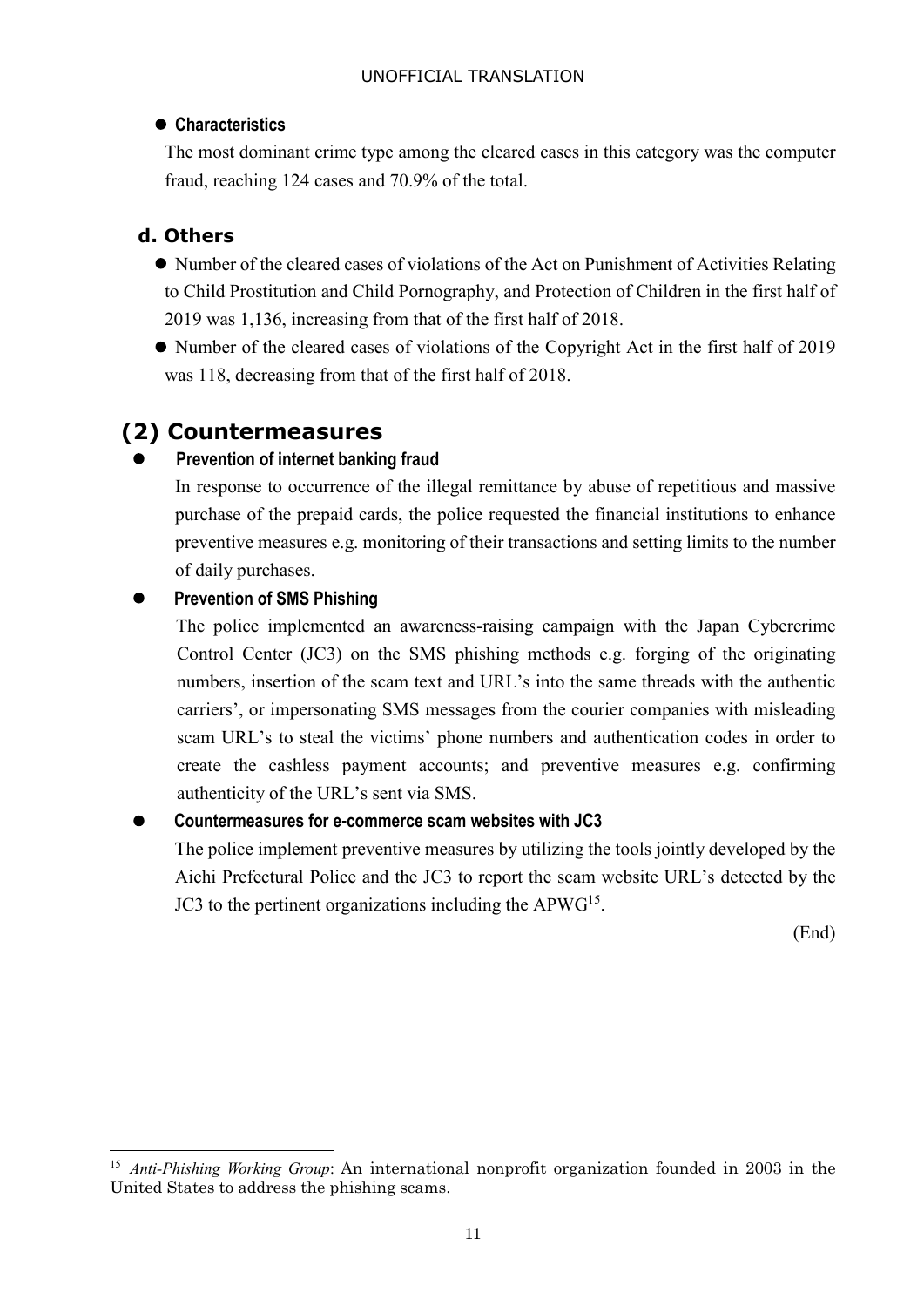- **Characteristics**

  The most dominant crime type among the cleared cases in this category was the computer fraud, reaching 124 cases and 70.9% of the total.

### d. Others

- Number of the cleared cases of violations of the Act on Punishment of Activities Relating to Child Prostitution and Child Pornography, and Protection of Children in the first half of 2019 was 1,136, increasing from that of the first half of 2018.
- Number of the cleared cases of violations of the Copyright Act in the first half of 2019 was 118, decreasing from that of the first half of 2018.

## (2) Countermeasures

- **Prevention of internet banking fraud**

  In response to occurrence of the illegal remittance by abuse of repetitious and massive purchase of the prepaid cards, the police requested the financial institutions to enhance preventive measures e.g. monitoring of their transactions and setting limits to the number of daily purchases.

- **Prevention of SMS Phishing**

  The police implemented an awareness-raising campaign with the Japan Cybercrime Control Center (JC3) on the SMS phishing methods e.g. forging of the originating numbers, insertion of the scam text and URL's into the same threads with the authentic carriers', or impersonating SMS messages from the courier companies with misleading scam URL's to steal the victims' phone numbers and authentication codes in order to create the cashless payment accounts; and preventive measures e.g. confirming authenticity of the URL's sent via SMS.

- **Countermeasures for e-commerce scam websites with JC3**

  The police implement preventive measures by utilizing the tools jointly developed by the Aichi Prefectural Police and the JC3 to report the scam website URL's detected by the JC3 to the pertinent organizations including the APWG[15].

(End)

---

[15] *Anti-Phishing Working Group*: An international nonprofit organization founded in 2003 in the United States to address the phishing scams.